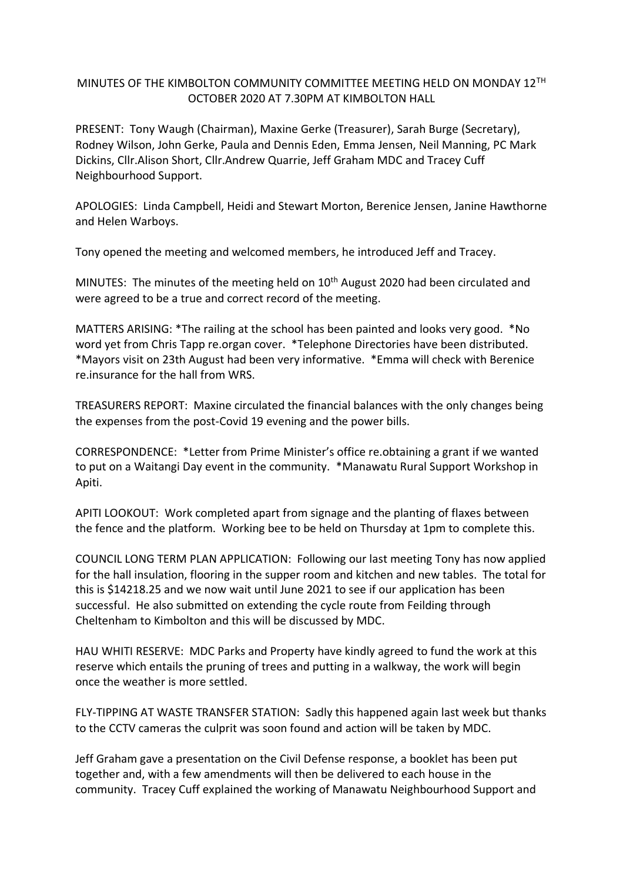# MINUTES OF THE KIMBOLTON COMMUNITY COMMITTEE MEETING HELD ON MONDAY 12TH OCTOBER 2020 AT 7.30PM AT KIMBOLTON HALL

PRESENT: Tony Waugh (Chairman), Maxine Gerke (Treasurer), Sarah Burge (Secretary), Rodney Wilson, John Gerke, Paula and Dennis Eden, Emma Jensen, Neil Manning, PC Mark Dickins, Cllr.Alison Short, Cllr.Andrew Quarrie, Jeff Graham MDC and Tracey Cuff Neighbourhood Support.

APOLOGIES: Linda Campbell, Heidi and Stewart Morton, Berenice Jensen, Janine Hawthorne and Helen Warboys.

Tony opened the meeting and welcomed members, he introduced Jeff and Tracey.

MINUTES: The minutes of the meeting held on 10th August 2020 had been circulated and were agreed to be a true and correct record of the meeting.

MATTERS ARISING: *The railing at the school has been painted and looks very good. *No word yet from Chris Tapp re.organ cover. *Telephone Directories have been distributed. *Mayors visit on 23th August had been very informative. *Emma will check with Berenice re.insurance for the hall from WRS.

TREASURERS REPORT: Maxine circulated the financial balances with the only changes being the expenses from the post-Covid 19 evening and the power bills.

CORRESPONDENCE: *Letter from Prime Minister's office re.obtaining a grant if we wanted to put on a Waitangi Day event in the community. *Manawatu Rural Support Workshop in Apiti.

APITI LOOKOUT: Work completed apart from signage and the planting of flaxes between the fence and the platform. Working bee to be held on Thursday at 1pm to complete this.

COUNCIL LONG TERM PLAN APPLICATION: Following our last meeting Tony has now applied for the hall insulation, flooring in the supper room and kitchen and new tables. The total for this is $14218.25 and we now wait until June 2021 to see if our application has been successful. He also submitted on extending the cycle route from Feilding through Cheltenham to Kimbolton and this will be discussed by MDC.

HAU WHITI RESERVE: MDC Parks and Property have kindly agreed to fund the work at this reserve which entails the pruning of trees and putting in a walkway, the work will begin once the weather is more settled.

FLY-TIPPING AT WASTE TRANSFER STATION: Sadly this happened again last week but thanks to the CCTV cameras the culprit was soon found and action will be taken by MDC.

Jeff Graham gave a presentation on the Civil Defense response, a booklet has been put together and, with a few amendments will then be delivered to each house in the community. Tracey Cuff explained the working of Manawatu Neighbourhood Support and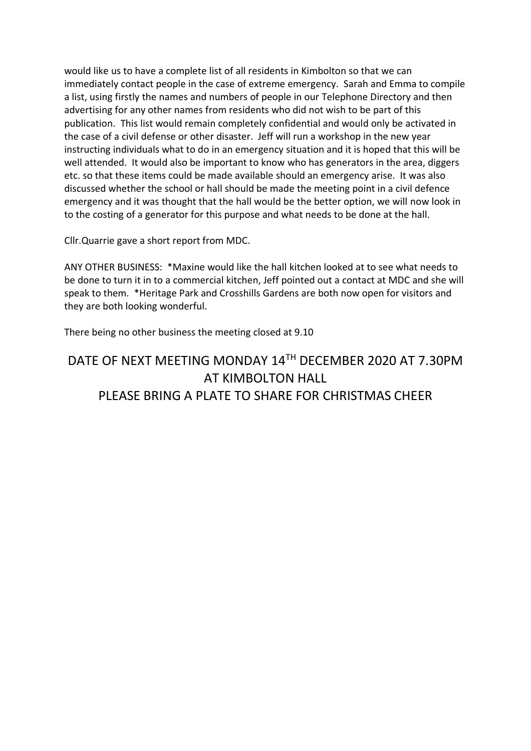would like us to have a complete list of all residents in Kimbolton so that we can immediately contact people in the case of extreme emergency. Sarah and Emma to compile a list, using firstly the names and numbers of people in our Telephone Directory and then advertising for any other names from residents who did not wish to be part of this publication. This list would remain completely confidential and would only be activated in the case of a civil defense or other disaster. Jeff will run a workshop in the new year instructing individuals what to do in an emergency situation and it is hoped that this will be well attended. It would also be important to know who has generators in the area, diggers etc. so that these items could be made available should an emergency arise. It was also discussed whether the school or hall should be made the meeting point in a civil defence emergency and it was thought that the hall would be the better option, we will now look in to the costing of a generator for this purpose and what needs to be done at the hall.

Cllr.Quarrie gave a short report from MDC.

ANY OTHER BUSINESS: *Maxine would like the hall kitchen looked at to see what needs to be done to turn it in to a commercial kitchen, Jeff pointed out a contact at MDC and she will speak to them. *Heritage Park and Crosshills Gardens are both now open for visitors and they are both looking wonderful.

There being no other business the meeting closed at 9.10

## DATE OF NEXT MEETING MONDAY 14TH DECEMBER 2020 AT 7.30PM AT KIMBOLTON HALL PLEASE BRING A PLATE TO SHARE FOR CHRISTMAS CHEER